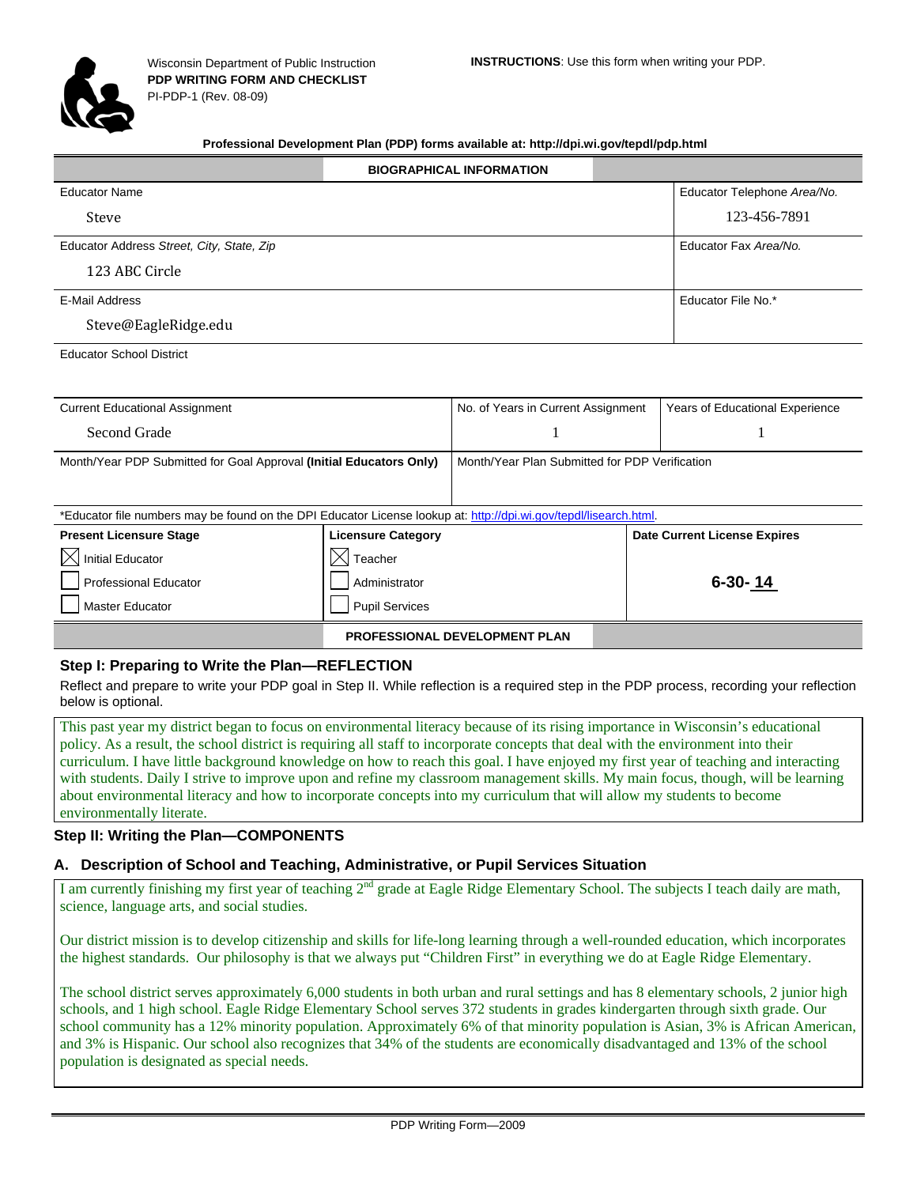Wisconsin Department of Public Instruction
**PDP WRITING FORM AND CHECKLIST**
PI-PDP-1 (Rev. 08-09)

**INSTRUCTIONS**: Use this form when writing your PDP.

**Professional Development Plan (PDP) forms available at: http://dpi.wi.gov/tepdl/pdp.html**

## BIOGRAPHICAL INFORMATION

| Educator Name | Educator Telephone *Area/No.* |
|---|---|
| Steve | 123-456-7891 |
| Educator Address *Street, City, State, Zip* | Educator Fax *Area/No.* |
| 123 ABC Circle | |
| E-Mail Address | Educator File No.* |
| Steve@EagleRidge.edu | |
| Educator School District | |
| | |

| Current Educational Assignment | No. of Years in Current Assignment | Years of Educational Experience |
|---|---|---|
| Second Grade | 1 | 1 |

| Month/Year PDP Submitted for Goal Approval **(Initial Educators Only)** | Month/Year Plan Submitted for PDP Verification |
|---|---|
| | |

*Educator file numbers may be found on the DPI Educator License lookup at: http://dpi.wi.gov/tepdl/lisearch.html.

| **Present Licensure Stage** | **Licensure Category** | **Date Current License Expires** |
|---|---|---|
| ☒ Initial Educator | ☒ Teacher | |
| ☐ Professional Educator | ☐ Administrator | **6-30- 14** |
| ☐ Master Educator | ☐ Pupil Services | |

## PROFESSIONAL DEVELOPMENT PLAN

### Step I: Preparing to Write the Plan—REFLECTION

Reflect and prepare to write your PDP goal in Step II. While reflection is a required step in the PDP process, recording your reflection below is optional.

This past year my district began to focus on environmental literacy because of its rising importance in Wisconsin's educational policy. As a result, the school district is requiring all staff to incorporate concepts that deal with the environment into their curriculum. I have little background knowledge on how to reach this goal. I have enjoyed my first year of teaching and interacting with students. Daily I strive to improve upon and refine my classroom management skills. My main focus, though, will be learning about environmental literacy and how to incorporate concepts into my curriculum that will allow my students to become environmentally literate.

### Step II: Writing the Plan—COMPONENTS

### A. Description of School and Teaching, Administrative, or Pupil Services Situation

I am currently finishing my first year of teaching 2nd grade at Eagle Ridge Elementary School. The subjects I teach daily are math, science, language arts, and social studies.

Our district mission is to develop citizenship and skills for life-long learning through a well-rounded education, which incorporates the highest standards. Our philosophy is that we always put "Children First" in everything we do at Eagle Ridge Elementary.

The school district serves approximately 6,000 students in both urban and rural settings and has 8 elementary schools, 2 junior high schools, and 1 high school. Eagle Ridge Elementary School serves 372 students in grades kindergarten through sixth grade. Our school community has a 12% minority population. Approximately 6% of that minority population is Asian, 3% is African American, and 3% is Hispanic. Our school also recognizes that 34% of the students are economically disadvantaged and 13% of the school population is designated as special needs.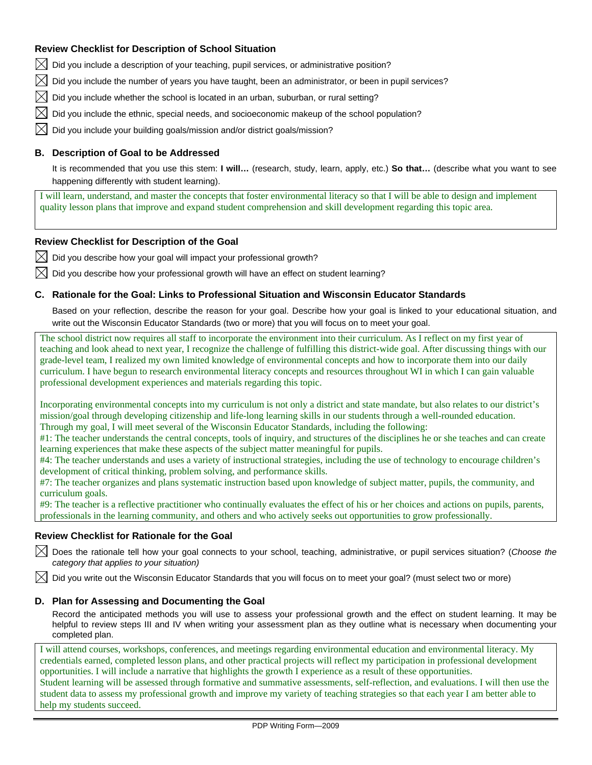### Review Checklist for Description of School Situation

☒ Did you include a description of your teaching, pupil services, or administrative position?

☒ Did you include the number of years you have taught, been an administrator, or been in pupil services?

☒ Did you include whether the school is located in an urban, suburban, or rural setting?

☒ Did you include the ethnic, special needs, and socioeconomic makeup of the school population?

☒ Did you include your building goals/mission and/or district goals/mission?

### B. Description of Goal to be Addressed

It is recommended that you use this stem: **I will…** (research, study, learn, apply, etc.) **So that…** (describe what you want to see happening differently with student learning).

I will learn, understand, and master the concepts that foster environmental literacy so that I will be able to design and implement quality lesson plans that improve and expand student comprehension and skill development regarding this topic area.

### Review Checklist for Description of the Goal

☒ Did you describe how your goal will impact your professional growth?

☒ Did you describe how your professional growth will have an effect on student learning?

### C. Rationale for the Goal: Links to Professional Situation and Wisconsin Educator Standards

Based on your reflection, describe the reason for your goal. Describe how your goal is linked to your educational situation, and write out the Wisconsin Educator Standards (two or more) that you will focus on to meet your goal.

The school district now requires all staff to incorporate the environment into their curriculum. As I reflect on my first year of teaching and look ahead to next year, I recognize the challenge of fulfilling this district-wide goal. After discussing things with our grade-level team, I realized my own limited knowledge of environmental concepts and how to incorporate them into our daily curriculum. I have begun to research environmental literacy concepts and resources throughout WI in which I can gain valuable professional development experiences and materials regarding this topic.

Incorporating environmental concepts into my curriculum is not only a district and state mandate, but also relates to our district's mission/goal through developing citizenship and life-long learning skills in our students through a well-rounded education.
Through my goal, I will meet several of the Wisconsin Educator Standards, including the following:
#1: The teacher understands the central concepts, tools of inquiry, and structures of the disciplines he or she teaches and can create learning experiences that make these aspects of the subject matter meaningful for pupils.
#4: The teacher understands and uses a variety of instructional strategies, including the use of technology to encourage children's development of critical thinking, problem solving, and performance skills.
#7: The teacher organizes and plans systematic instruction based upon knowledge of subject matter, pupils, the community, and curriculum goals.
#9: The teacher is a reflective practitioner who continually evaluates the effect of his or her choices and actions on pupils, parents, professionals in the learning community, and others and who actively seeks out opportunities to grow professionally.

### Review Checklist for Rationale for the Goal

☒ Does the rationale tell how your goal connects to your school, teaching, administrative, or pupil services situation? (*Choose the category that applies to your situation)*

☒ Did you write out the Wisconsin Educator Standards that you will focus on to meet your goal? (must select two or more)

### D. Plan for Assessing and Documenting the Goal

Record the anticipated methods you will use to assess your professional growth and the effect on student learning. It may be helpful to review steps III and IV when writing your assessment plan as they outline what is necessary when documenting your completed plan.

I will attend courses, workshops, conferences, and meetings regarding environmental education and environmental literacy. My credentials earned, completed lesson plans, and other practical projects will reflect my participation in professional development opportunities. I will include a narrative that highlights the growth I experience as a result of these opportunities.
Student learning will be assessed through formative and summative assessments, self-reflection, and evaluations. I will then use the student data to assess my professional growth and improve my variety of teaching strategies so that each year I am better able to help my students succeed.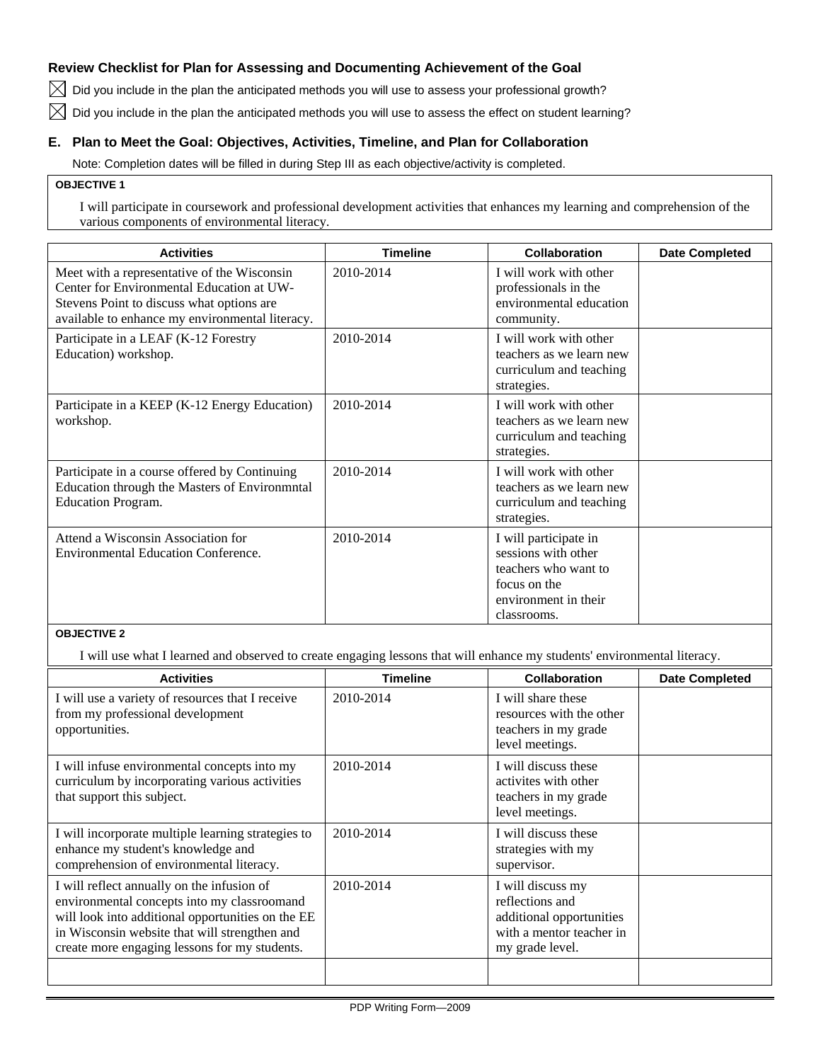### Review Checklist for Plan for Assessing and Documenting Achievement of the Goal

☒ Did you include in the plan the anticipated methods you will use to assess your professional growth?

☒ Did you include in the plan the anticipated methods you will use to assess the effect on student learning?

### E. Plan to Meet the Goal: Objectives, Activities, Timeline, and Plan for Collaboration

Note: Completion dates will be filled in during Step III as each objective/activity is completed.

**OBJECTIVE 1**

I will participate in coursework and professional development activities that enhances my learning and comprehension of the various components of environmental literacy.

| Activities | Timeline | Collaboration | Date Completed |
|---|---|---|---|
| Meet with a representative of the Wisconsin Center for Environmental Education at UW-Stevens Point to discuss what options are available to enhance my environmental literacy. | 2010-2014 | I will work with other professionals in the environmental education community. | |
| Participate in a LEAF (K-12 Forestry Education) workshop. | 2010-2014 | I will work with other teachers as we learn new curriculum and teaching strategies. | |
| Participate in a KEEP (K-12 Energy Education) workshop. | 2010-2014 | I will work with other teachers as we learn new curriculum and teaching strategies. | |
| Participate in a course offered by Continuing Education through the Masters of Environmntal Education Program. | 2010-2014 | I will work with other teachers as we learn new curriculum and teaching strategies. | |
| Attend a Wisconsin Association for Environmental Education Conference. | 2010-2014 | I will participate in sessions with other teachers who want to focus on the environment in their classrooms. | |

**OBJECTIVE 2**

I will use what I learned and observed to create engaging lessons that will enhance my students' environmental literacy.

| Activities | Timeline | Collaboration | Date Completed |
|---|---|---|---|
| I will use a variety of resources that I receive from my professional development opportunities. | 2010-2014 | I will share these resources with the other teachers in my grade level meetings. | |
| I will infuse environmental concepts into my curriculum by incorporating various activities that support this subject. | 2010-2014 | I will discuss these activites with other teachers in my grade level meetings. | |
| I will incorporate multiple learning strategies to enhance my student's knowledge and comprehension of environmental literacy. | 2010-2014 | I will discuss these strategies with my supervisor. | |
| I will reflect annually on the infusion of environmental concepts into my classroomand will look into additional opportunities on the EE in Wisconsin website that will strengthen and create more engaging lessons for my students. | 2010-2014 | I will discuss my reflections and additional opportunities with a mentor teacher in my grade level. | |
| | | | |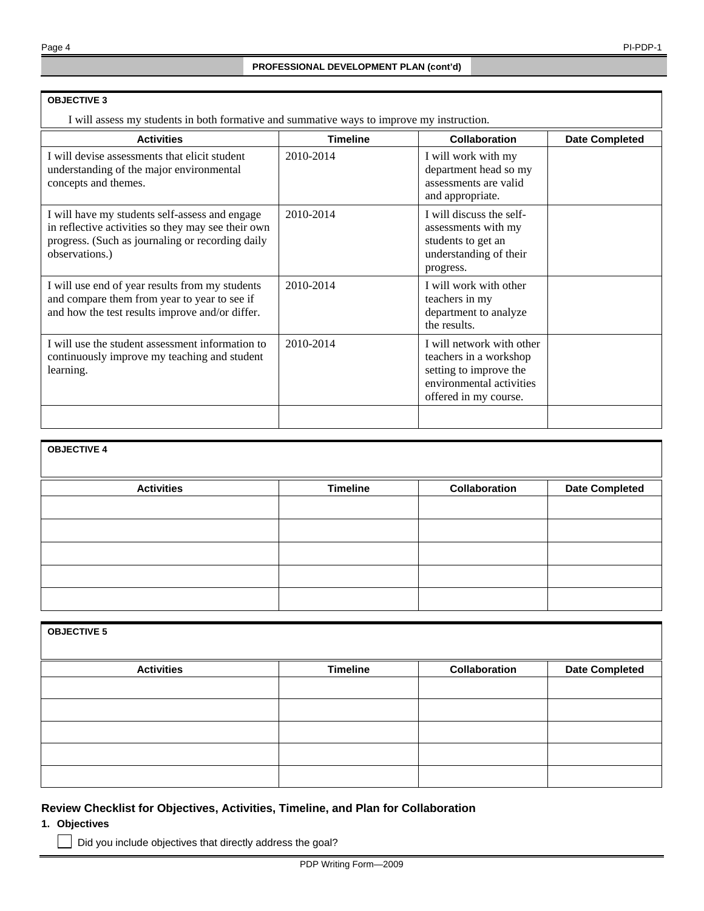## PROFESSIONAL DEVELOPMENT PLAN (cont'd)

**OBJECTIVE 3**

I will assess my students in both formative and summative ways to improve my instruction.

| Activities | Timeline | Collaboration | Date Completed |
|---|---|---|---|
| I will devise assessments that elicit student understanding of the major environmental concepts and themes. | 2010-2014 | I will work with my department head so my assessments are valid and appropriate. | |
| I will have my students self-assess and engage in reflective activities so they may see their own progress. (Such as journaling or recording daily observations.) | 2010-2014 | I will discuss the self-assessments with my students to get an understanding of their progress. | |
| I will use end of year results from my students and compare them from year to year to see if and how the test results improve and/or differ. | 2010-2014 | I will work with other teachers in my department to analyze the results. | |
| I will use the student assessment information to continuously improve my teaching and student learning. | 2010-2014 | I will network with other teachers in a workshop setting to improve the environmental activities offered in my course. | |
| | | | |

**OBJECTIVE 4**

| Activities | Timeline | Collaboration | Date Completed |
|---|---|---|---|
| | | | |
| | | | |
| | | | |
| | | | |
| | | | |

**OBJECTIVE 5**

| Activities | Timeline | Collaboration | Date Completed |
|---|---|---|---|
| | | | |
| | | | |
| | | | |
| | | | |
| | | | |

### Review Checklist for Objectives, Activities, Timeline, and Plan for Collaboration

**1. Objectives**

☐ Did you include objectives that directly address the goal?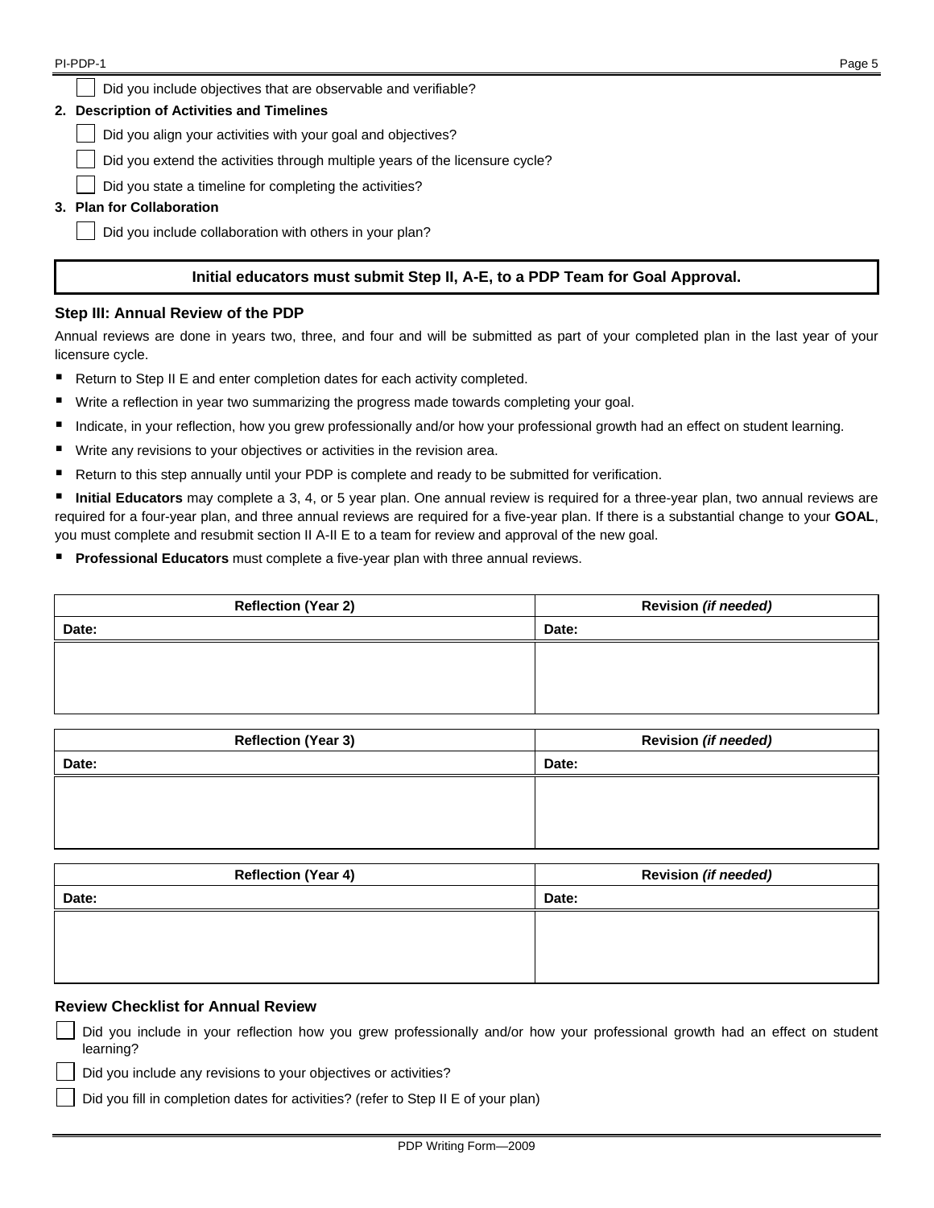- [ ] Did you include objectives that are observable and verifiable?

**2. Description of Activities and Timelines**

- [ ] Did you align your activities with your goal and objectives?
- [ ] Did you extend the activities through multiple years of the licensure cycle?
- [ ] Did you state a timeline for completing the activities?

**3. Plan for Collaboration**

- [ ] Did you include collaboration with others in your plan?

**Initial educators must submit Step II, A-E, to a PDP Team for Goal Approval.**

### Step III: Annual Review of the PDP

Annual reviews are done in years two, three, and four and will be submitted as part of your completed plan in the last year of your licensure cycle.

- Return to Step II E and enter completion dates for each activity completed.
- Write a reflection in year two summarizing the progress made towards completing your goal.
- Indicate, in your reflection, how you grew professionally and/or how your professional growth had an effect on student learning.
- Write any revisions to your objectives or activities in the revision area.
- Return to this step annually until your PDP is complete and ready to be submitted for verification.
- **Initial Educators** may complete a 3, 4, or 5 year plan. One annual review is required for a three-year plan, two annual reviews are required for a four-year plan, and three annual reviews are required for a five-year plan. If there is a substantial change to your **GOAL**, you must complete and resubmit section II A-II E to a team for review and approval of the new goal.
- **Professional Educators** must complete a five-year plan with three annual reviews.

| Reflection (Year 2) | Revision *(if needed)* |
|---|---|
| Date: | Date: |
| | |

| Reflection (Year 3) | Revision *(if needed)* |
|---|---|
| Date: | Date: |
| | |

| Reflection (Year 4) | Revision *(if needed)* |
|---|---|
| Date: | Date: |
| | |

### Review Checklist for Annual Review

- [ ] Did you include in your reflection how you grew professionally and/or how your professional growth had an effect on student learning?
- [ ] Did you include any revisions to your objectives or activities?
- [ ] Did you fill in completion dates for activities? (refer to Step II E of your plan)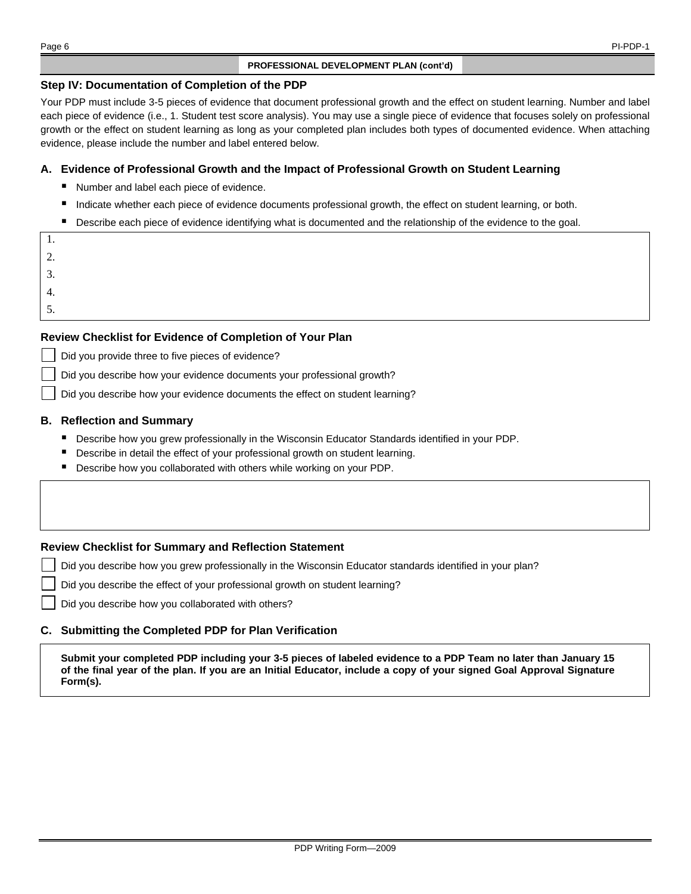**PROFESSIONAL DEVELOPMENT PLAN (cont'd)**

## Step IV: Documentation of Completion of the PDP

Your PDP must include 3-5 pieces of evidence that document professional growth and the effect on student learning. Number and label each piece of evidence (i.e., 1. Student test score analysis). You may use a single piece of evidence that focuses solely on professional growth or the effect on student learning as long as your completed plan includes both types of documented evidence. When attaching evidence, please include the number and label entered below.

### A. Evidence of Professional Growth and the Impact of Professional Growth on Student Learning

- Number and label each piece of evidence.
- Indicate whether each piece of evidence documents professional growth, the effect on student learning, or both.
- Describe each piece of evidence identifying what is documented and the relationship of the evidence to the goal.

1.
2.
3.
4.
5.

### Review Checklist for Evidence of Completion of Your Plan

- [ ] Did you provide three to five pieces of evidence?
- [ ] Did you describe how your evidence documents your professional growth?
- [ ] Did you describe how your evidence documents the effect on student learning?

### B. Reflection and Summary

- Describe how you grew professionally in the Wisconsin Educator Standards identified in your PDP.
- Describe in detail the effect of your professional growth on student learning.
- Describe how you collaborated with others while working on your PDP.

### Review Checklist for Summary and Reflection Statement

- [ ] Did you describe how you grew professionally in the Wisconsin Educator standards identified in your plan?
- [ ] Did you describe the effect of your professional growth on student learning?
- [ ] Did you describe how you collaborated with others?

### C. Submitting the Completed PDP for Plan Verification

**Submit your completed PDP including your 3-5 pieces of labeled evidence to a PDP Team no later than January 15 of the final year of the plan. If you are an Initial Educator, include a copy of your signed Goal Approval Signature Form(s).**